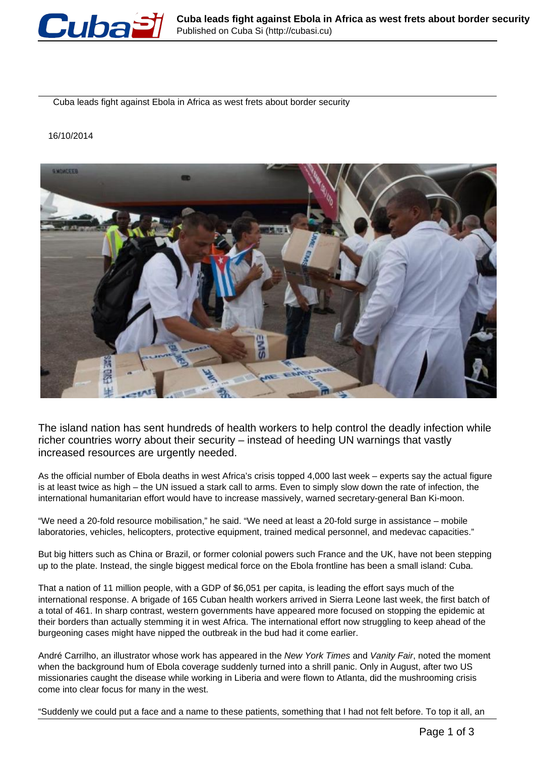Cuba leads fight against Ebola in Africa as west frets about border security

16/10/2014

## The island nation has sent hundreds of health workers to help control the deadly infection while richer countries worry about their security – instead of heeding UN warnings that vastly increased resources are urgently needed.

As the official number of Ebola deaths in west Africa's crisis topped 4,000 last week – experts say the actual figure is at least twice as high – the UN issued a stark call to arms. Even to simply slow down the rate of infection, the international humanitarian effort would have to increase massively, warned secretary-general Ban Ki-moon.

"We need a 20-fold resource mobilisation," he said. "We need at least a 20-fold surge in assistance – mobile laboratories, vehicles, helicopters, protective equipment, trained medical personnel, and medevac capacities."

But big hitters such as China or Brazil, or former colonial powers such France and the UK, have not been stepping up to the plate. Instead, the single biggest medical force on the Ebola frontline has been a small island: Cuba.

That a nation of 11 million people, with a GDP of $6,051 per capita, is leading the effort says much of the international response. A brigade of 165 Cuban health workers arrived in Sierra Leone last week, the first batch of a total of 461. In sharp contrast, western governments have appeared more focused on stopping the epidemic at their borders than actually stemming it in west Africa. The international effort now struggling to keep ahead of the burgeoning cases might have nipped the outbreak in the bud had it come earlier.

André Carrilho, an illustrator whose work has appeared in the *New York Times* and *Vanity Fair*, noted the moment when the background hum of Ebola coverage suddenly turned into a shrill panic. Only in August, after two US missionaries caught the disease while working in Liberia and were flown to Atlanta, did the mushrooming crisis come into clear focus for many in the west.

"Suddenly we could put a face and a name to these patients, something that I had not felt before. To top it all, an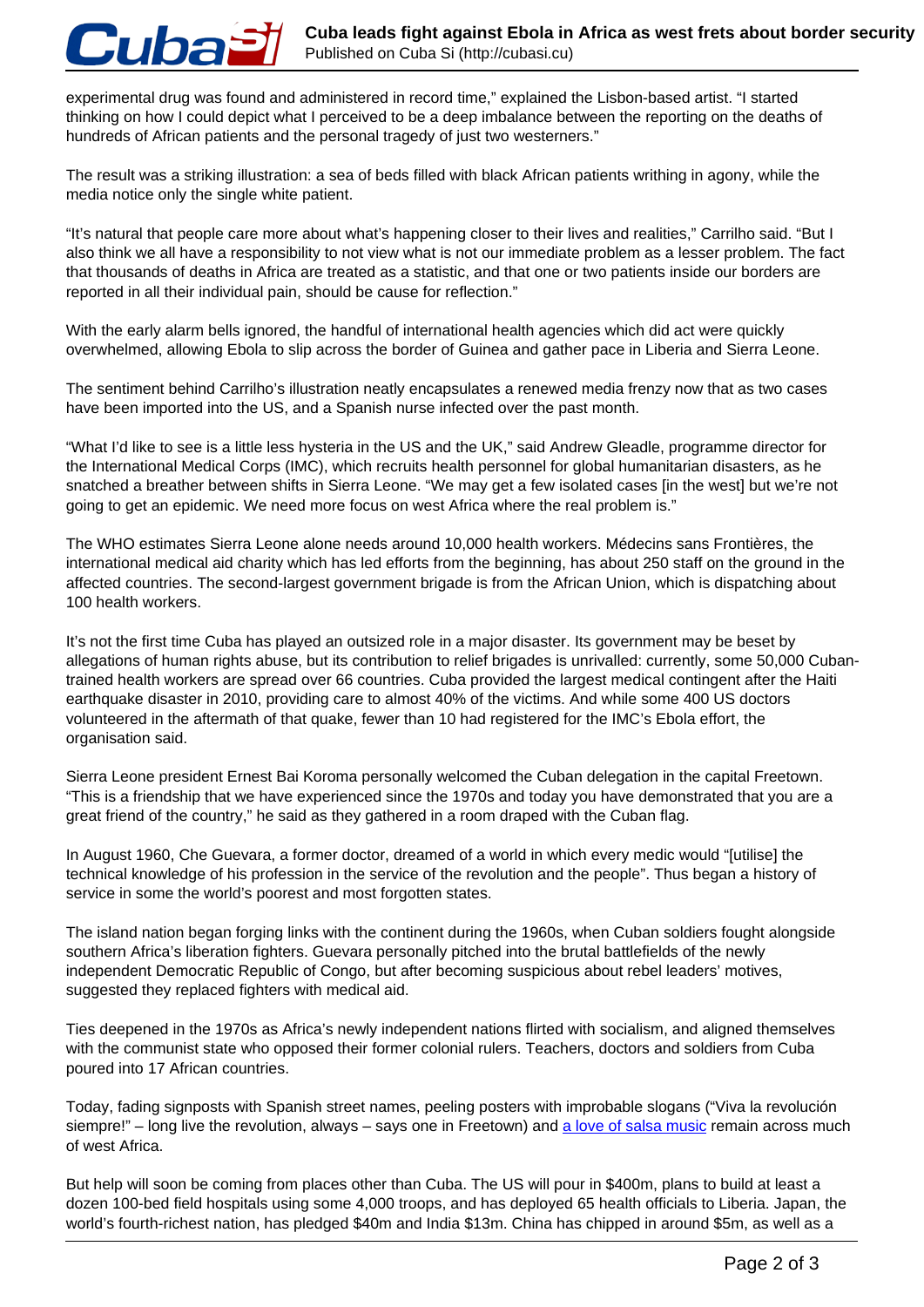experimental drug was found and administered in record time," explained the Lisbon-based artist. "I started thinking on how I could depict what I perceived to be a deep imbalance between the reporting on the deaths of hundreds of African patients and the personal tragedy of just two westerners."

The result was a striking illustration: a sea of beds filled with black African patients writhing in agony, while the media notice only the single white patient.

"It's natural that people care more about what's happening closer to their lives and realities," Carrilho said. "But I also think we all have a responsibility to not view what is not our immediate problem as a lesser problem. The fact that thousands of deaths in Africa are treated as a statistic, and that one or two patients inside our borders are reported in all their individual pain, should be cause for reflection."

With the early alarm bells ignored, the handful of international health agencies which did act were quickly overwhelmed, allowing Ebola to slip across the border of Guinea and gather pace in Liberia and Sierra Leone.

The sentiment behind Carrilho's illustration neatly encapsulates a renewed media frenzy now that as two cases have been imported into the US, and a Spanish nurse infected over the past month.

"What I'd like to see is a little less hysteria in the US and the UK," said Andrew Gleadle, programme director for the International Medical Corps (IMC), which recruits health personnel for global humanitarian disasters, as he snatched a breather between shifts in Sierra Leone. "We may get a few isolated cases [in the west] but we're not going to get an epidemic. We need more focus on west Africa where the real problem is."

The WHO estimates Sierra Leone alone needs around 10,000 health workers. Médecins sans Frontières, the international medical aid charity which has led efforts from the beginning, has about 250 staff on the ground in the affected countries. The second-largest government brigade is from the African Union, which is dispatching about 100 health workers.

It's not the first time Cuba has played an outsized role in a major disaster. Its government may be beset by allegations of human rights abuse, but its contribution to relief brigades is unrivalled: currently, some 50,000 Cuban-trained health workers are spread over 66 countries. Cuba provided the largest medical contingent after the Haiti earthquake disaster in 2010, providing care to almost 40% of the victims. And while some 400 US doctors volunteered in the aftermath of that quake, fewer than 10 had registered for the IMC's Ebola effort, the organisation said.

Sierra Leone president Ernest Bai Koroma personally welcomed the Cuban delegation in the capital Freetown. "This is a friendship that we have experienced since the 1970s and today you have demonstrated that you are a great friend of the country," he said as they gathered in a room draped with the Cuban flag.

In August 1960, Che Guevara, a former doctor, dreamed of a world in which every medic would "[utilise] the technical knowledge of his profession in the service of the revolution and the people". Thus began a history of service in some the world's poorest and most forgotten states.

The island nation began forging links with the continent during the 1960s, when Cuban soldiers fought alongside southern Africa's liberation fighters. Guevara personally pitched into the brutal battlefields of the newly independent Democratic Republic of Congo, but after becoming suspicious about rebel leaders' motives, suggested they replaced fighters with medical aid.

Ties deepened in the 1970s as Africa's newly independent nations flirted with socialism, and aligned themselves with the communist state who opposed their former colonial rulers. Teachers, doctors and soldiers from Cuba poured into 17 African countries.

Today, fading signposts with Spanish street names, peeling posters with improbable slogans ("Viva la revolución siempre!" – long live the revolution, always – says one in Freetown) and a love of salsa music remain across much of west Africa.

But help will soon be coming from places other than Cuba. The US will pour in $400m, plans to build at least a dozen 100-bed field hospitals using some 4,000 troops, and has deployed 65 health officials to Liberia. Japan, the world's fourth-richest nation, has pledged $40m and India $13m. China has chipped in around $5m, as well as a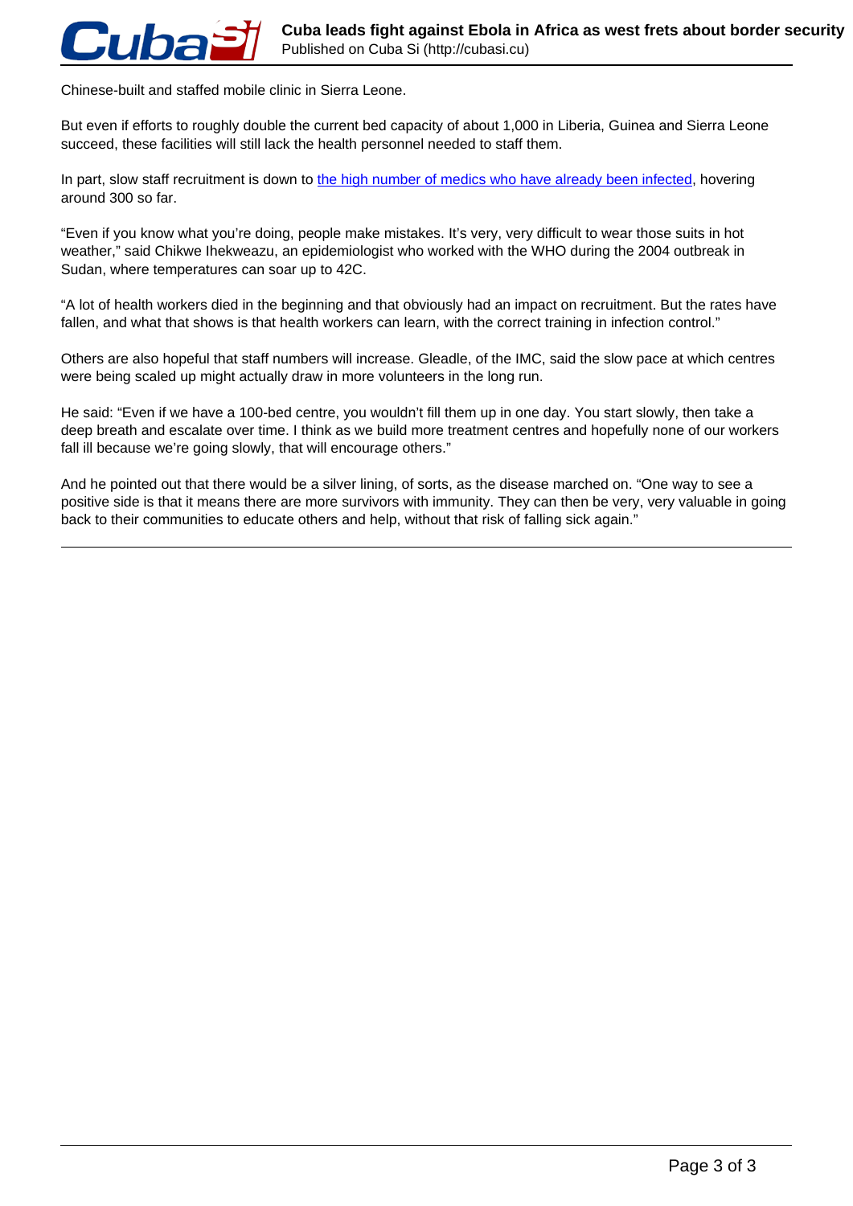Chinese-built and staffed mobile clinic in Sierra Leone.

But even if efforts to roughly double the current bed capacity of about 1,000 in Liberia, Guinea and Sierra Leone succeed, these facilities will still lack the health personnel needed to staff them.

In part, slow staff recruitment is down to the high number of medics who have already been infected, hovering around 300 so far.

“Even if you know what you’re doing, people make mistakes. It’s very, very difficult to wear those suits in hot weather,” said Chikwe Ihekweazu, an epidemiologist who worked with the WHO during the 2004 outbreak in Sudan, where temperatures can soar up to 42C.

“A lot of health workers died in the beginning and that obviously had an impact on recruitment. But the rates have fallen, and what that shows is that health workers can learn, with the correct training in infection control.”

Others are also hopeful that staff numbers will increase. Gleadle, of the IMC, said the slow pace at which centres were being scaled up might actually draw in more volunteers in the long run.

He said: “Even if we have a 100-bed centre, you wouldn’t fill them up in one day. You start slowly, then take a deep breath and escalate over time. I think as we build more treatment centres and hopefully none of our workers fall ill because we’re going slowly, that will encourage others.”

And he pointed out that there would be a silver lining, of sorts, as the disease marched on. “One way to see a positive side is that it means there are more survivors with immunity. They can then be very, very valuable in going back to their communities to educate others and help, without that risk of falling sick again.”